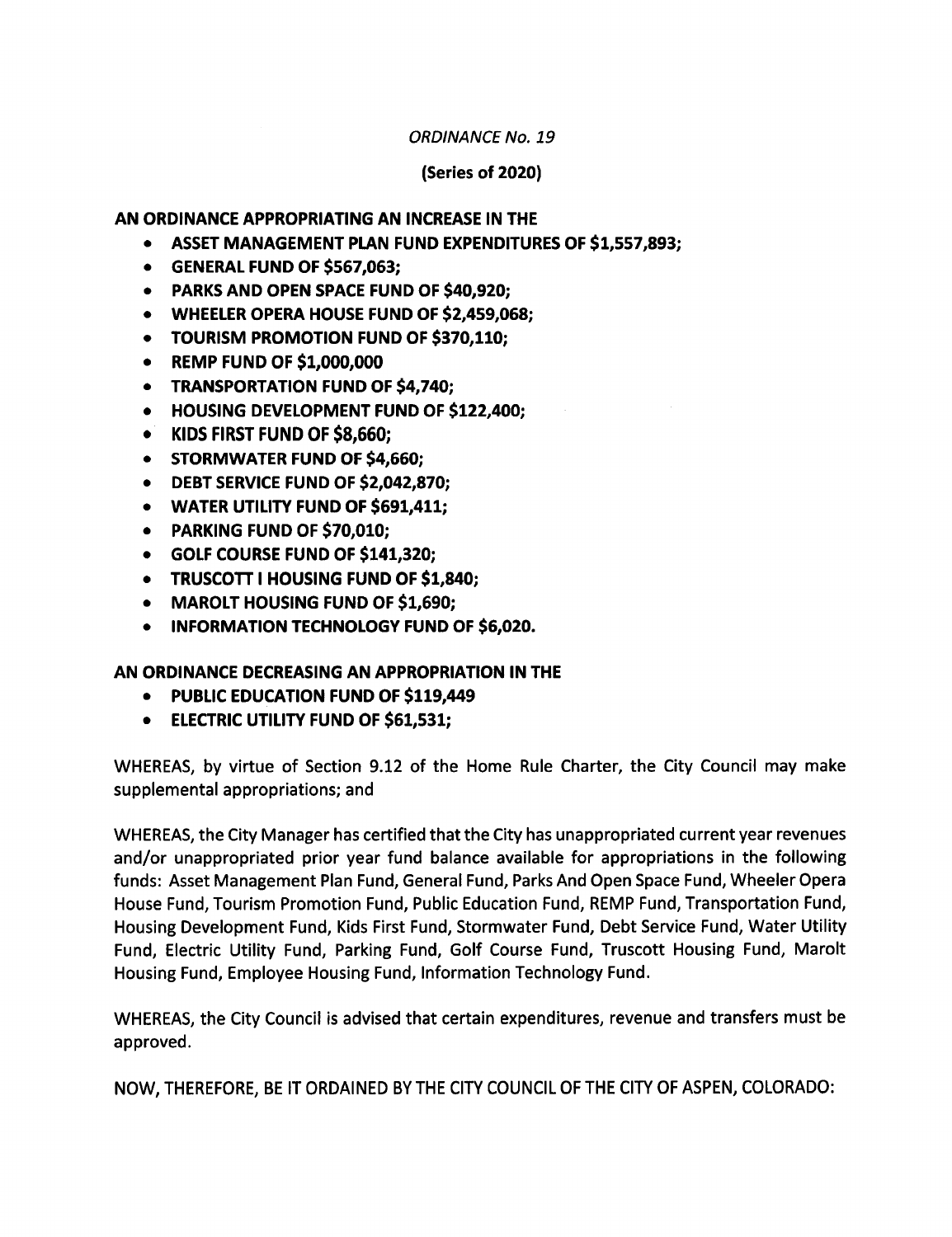*ORDINANCE No. 19*

**(Series of 2020)**

**AN ORDINANCE APPROPRIATING AN INCREASE IN THE**

- **ASSET MANAGEMENT PLAN FUND EXPENDITURES OF $1,557,893;**
- **GENERAL FUND OF $567,063;**
- **PARKS AND OPEN SPACE FUND OF $40,920;**
- **WHEELER OPERA HOUSE FUND OF $2,459,068;**
- **TOURISM PROMOTION FUND OF $370,110;**
- **REMP FUND OF $1,000,000**
- **TRANSPORTATION FUND OF $4,740;**
- **HOUSING DEVELOPMENT FUND OF $122,400;**
- **KIDS FIRST FUND OF $8,660;**
- **STORMWATER FUND OF $4,660;**
- **DEBT SERVICE FUND OF $2,042,870;**
- **WATER UTILITY FUND OF $691,411;**
- **PARKING FUND OF $70,010;**
- **GOLF COURSE FUND OF $141,320;**
- **TRUSCOTT I HOUSING FUND OF $1,840;**
- **MAROLT HOUSING FUND OF $1,690;**
- **INFORMATION TECHNOLOGY FUND OF $6,020.**

**AN ORDINANCE DECREASING AN APPROPRIATION IN THE**

- **PUBLIC EDUCATION FUND OF $119,449**
- **ELECTRIC UTILITY FUND OF $61,531;**

WHEREAS, by virtue of Section 9.12 of the Home Rule Charter, the City Council may make supplemental appropriations; and

WHEREAS, the City Manager has certified that the City has unappropriated current year revenues and/or unappropriated prior year fund balance available for appropriations in the following funds: Asset Management Plan Fund, General Fund, Parks And Open Space Fund, Wheeler Opera House Fund, Tourism Promotion Fund, Public Education Fund, REMP Fund, Transportation Fund, Housing Development Fund, Kids First Fund, Stormwater Fund, Debt Service Fund, Water Utility Fund, Electric Utility Fund, Parking Fund, Golf Course Fund, Truscott Housing Fund, Marolt Housing Fund, Employee Housing Fund, Information Technology Fund.

WHEREAS, the City Council is advised that certain expenditures, revenue and transfers must be approved.

NOW, THEREFORE, BE IT ORDAINED BY THE CITY COUNCIL OF THE CITY OF ASPEN, COLORADO: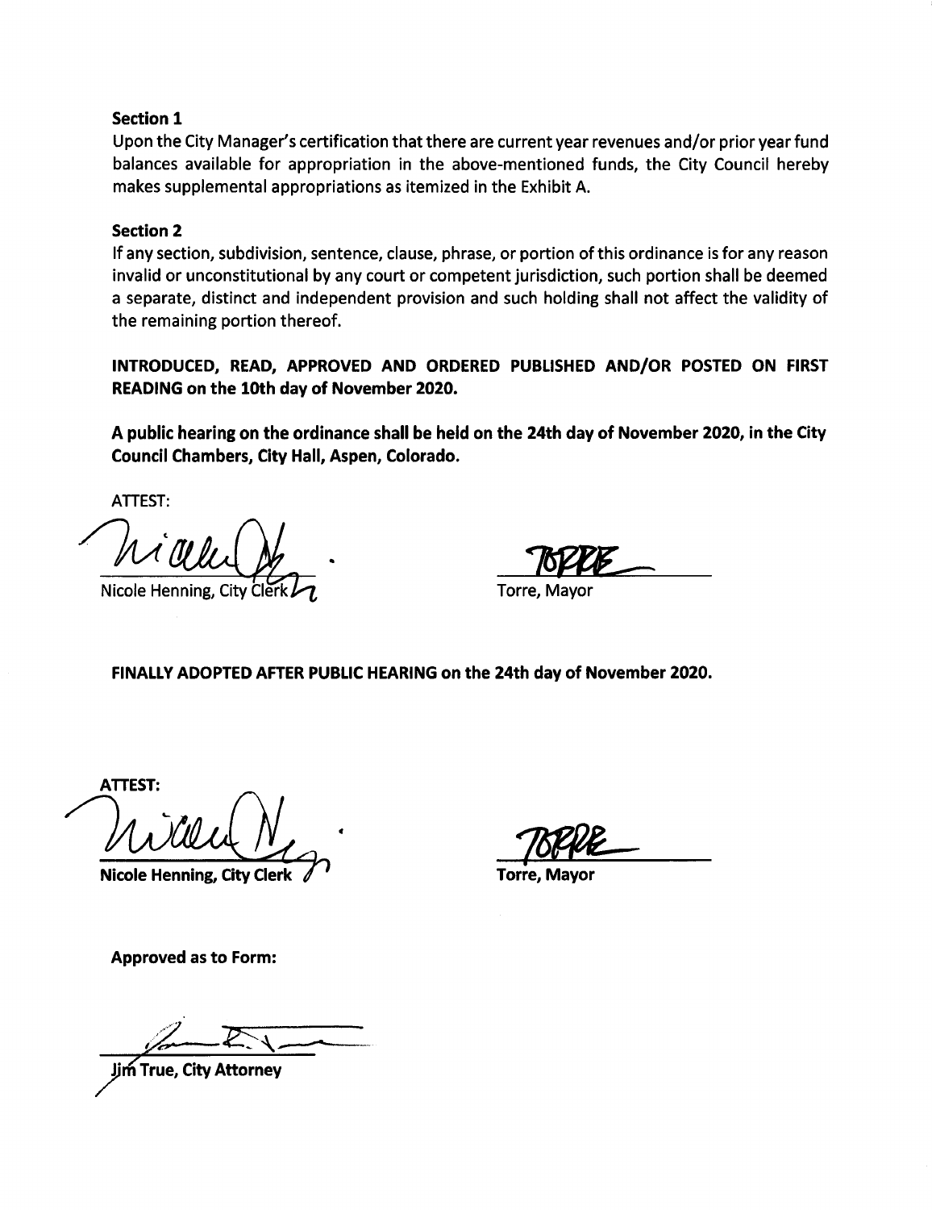**Section 1**

Upon the City Manager's certification that there are current year revenues and/or prior year fund balances available for appropriation in the above-mentioned funds, the City Council hereby makes supplemental appropriations as itemized in the Exhibit A.

**Section 2**

If any section, subdivision, sentence, clause, phrase, or portion of this ordinance is for any reason invalid or unconstitutional by any court or competent jurisdiction, such portion shall be deemed a separate, distinct and independent provision and such holding shall not affect the validity of the remaining portion thereof.

**INTRODUCED, READ, APPROVED AND ORDERED PUBLISHED AND/OR POSTED ON FIRST READING on the 10th day of November 2020.**

**A public hearing on the ordinance shall be held on the 24th day of November 2020, in the City Council Chambers, City Hall, Aspen, Colorado.**

ATTEST:

Nicole Henning, City Clerk

Torre, Mayor

**FINALLY ADOPTED AFTER PUBLIC HEARING on the 24th day of November 2020.**

**ATTEST:**

**Nicole Henning, City Clerk**

**Torre, Mayor**

**Approved as to Form:**

**Jim True, City Attorney**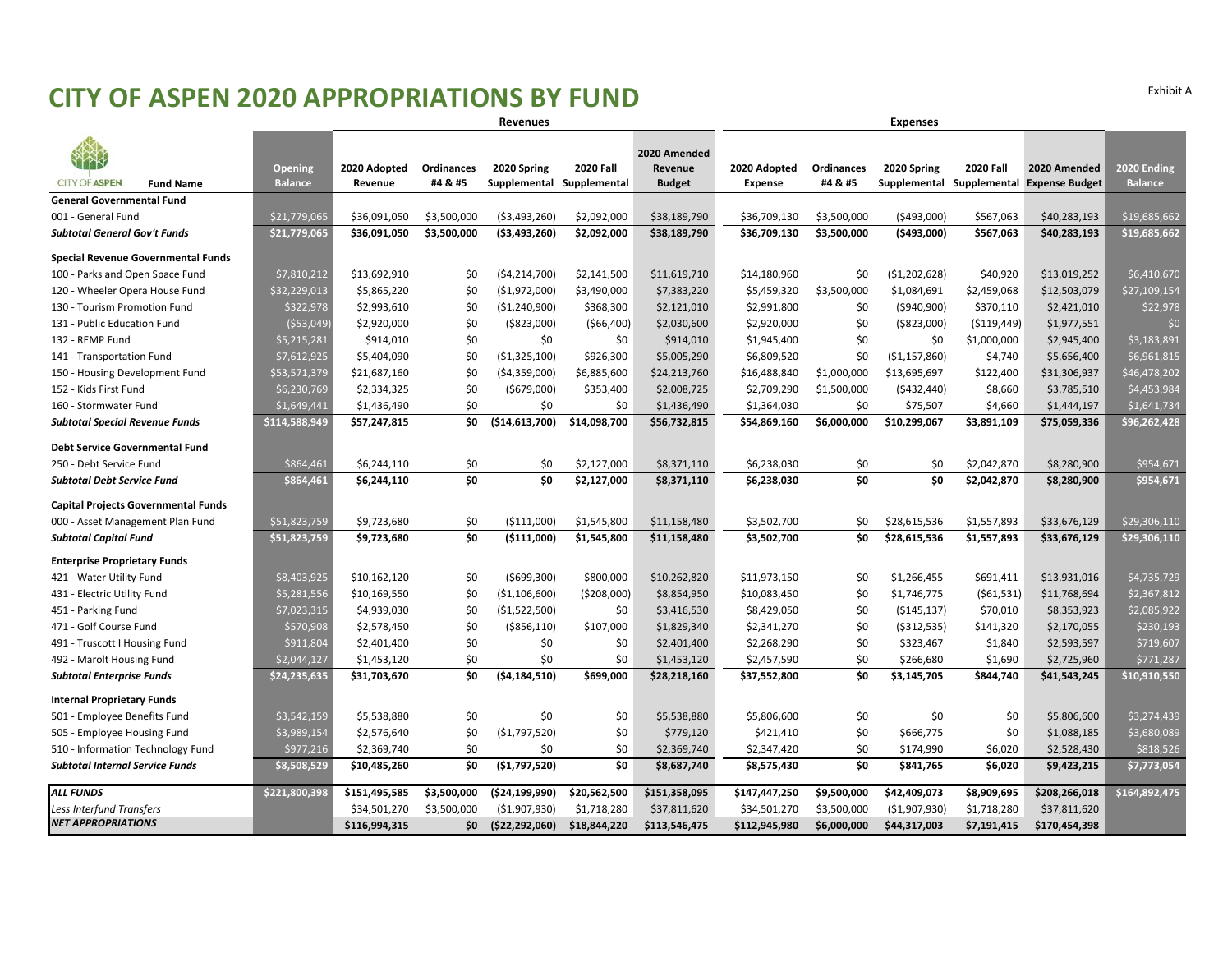Exhibit A

# CITY OF ASPEN 2020 APPROPRIATIONS BY FUND

| Fund Name | Opening Balance | Revenues: 2020 Adopted Revenue | Revenues: Ordinances #4 & #5 | Revenues: 2020 Spring Supplemental | Revenues: 2020 Fall Supplemental | Revenues: 2020 Amended Revenue Budget | Expenses: 2020 Adopted Expense | Expenses: Ordinances #4 & #5 | Expenses: 2020 Spring Supplemental | Expenses: 2020 Fall Supplemental | Expenses: 2020 Amended Expense Budget | 2020 Ending Balance |
|---|---|---|---|---|---|---|---|---|---|---|---|---|
| **General Governmental Fund** | | | | | | | | | | | | |
| 001 - General Fund | $21,779,065 | $36,091,050 | $3,500,000 | ($3,493,260) | $2,092,000 | $38,189,790 | $36,709,130 | $3,500,000 | ($493,000) | $567,063 | $40,283,193 | $19,685,662 |
| ***Subtotal General Gov't Funds*** | **$21,779,065** | **$36,091,050** | **$3,500,000** | **($3,493,260)** | **$2,092,000** | **$38,189,790** | **$36,709,130** | **$3,500,000** | **($493,000)** | **$567,063** | **$40,283,193** | **$19,685,662** |
| **Special Revenue Governmental Funds** | | | | | | | | | | | | |
| 100 - Parks and Open Space Fund | $7,810,212 | $13,692,910 | $0 | ($4,214,700) | $2,141,500 | $11,619,710 | $14,180,960 | $0 | ($1,202,628) | $40,920 | $13,019,252 | $6,410,670 |
| 120 - Wheeler Opera House Fund | $32,229,013 | $5,865,220 | $0 | ($1,972,000) | $3,490,000 | $7,383,220 | $5,459,320 | $3,500,000 | $1,084,691 | $2,459,068 | $12,503,079 | $27,109,154 |
| 130 - Tourism Promotion Fund | $322,978 | $2,993,610 | $0 | ($1,240,900) | $368,300 | $2,121,010 | $2,991,800 | $0 | ($940,900) | $370,110 | $2,421,010 | $22,978 |
| 131 - Public Education Fund | ($53,049) | $2,920,000 | $0 | ($823,000) | ($66,400) | $2,030,600 | $2,920,000 | $0 | ($823,000) | ($119,449) | $1,977,551 | $0 |
| 132 - REMP Fund | $5,215,281 | $914,010 | $0 | $0 | $0 | $914,010 | $1,945,400 | $0 | $0 | $1,000,000 | $2,945,400 | $3,183,891 |
| 141 - Transportation Fund | $7,612,925 | $5,404,090 | $0 | ($1,325,100) | $926,300 | $5,005,290 | $6,809,520 | $0 | ($1,157,860) | $4,740 | $5,656,400 | $6,961,815 |
| 150 - Housing Development Fund | $53,571,379 | $21,687,160 | $0 | ($4,359,000) | $6,885,600 | $24,213,760 | $16,488,840 | $1,000,000 | $13,695,697 | $122,400 | $31,306,937 | $46,478,202 |
| 152 - Kids First Fund | $6,230,769 | $2,334,325 | $0 | ($679,000) | $353,400 | $2,008,725 | $2,709,290 | $1,500,000 | ($432,440) | $8,660 | $3,785,510 | $4,453,984 |
| 160 - Stormwater Fund | $1,649,441 | $1,436,490 | $0 | $0 | $0 | $1,436,490 | $1,364,030 | $0 | $75,507 | $4,660 | $1,444,197 | $1,641,734 |
| ***Subtotal Special Revenue Funds*** | **$114,588,949** | **$57,247,815** | **$0** | **($14,613,700)** | **$14,098,700** | **$56,732,815** | **$54,869,160** | **$6,000,000** | **$10,299,067** | **$3,891,109** | **$75,059,336** | **$96,262,428** |
| **Debt Service Governmental Fund** | | | | | | | | | | | | |
| 250 - Debt Service Fund | $864,461 | $6,244,110 | $0 | $0 | $2,127,000 | $8,371,110 | $6,238,030 | $0 | $0 | $2,042,870 | $8,280,900 | $954,671 |
| ***Subtotal Debt Service Fund*** | **$864,461** | **$6,244,110** | **$0** | **$0** | **$2,127,000** | **$8,371,110** | **$6,238,030** | **$0** | **$0** | **$2,042,870** | **$8,280,900** | **$954,671** |
| **Capital Projects Governmental Funds** | | | | | | | | | | | | |
| 000 - Asset Management Plan Fund | $51,823,759 | $9,723,680 | $0 | ($111,000) | $1,545,800 | $11,158,480 | $3,502,700 | $0 | $28,615,536 | $1,557,893 | $33,676,129 | $29,306,110 |
| ***Subtotal Capital Fund*** | **$51,823,759** | **$9,723,680** | **$0** | **($111,000)** | **$1,545,800** | **$11,158,480** | **$3,502,700** | **$0** | **$28,615,536** | **$1,557,893** | **$33,676,129** | **$29,306,110** |
| **Enterprise Proprietary Funds** | | | | | | | | | | | | |
| 421 - Water Utility Fund | $8,403,925 | $10,162,120 | $0 | ($699,300) | $800,000 | $10,262,820 | $11,973,150 | $0 | $1,266,455 | $691,411 | $13,931,016 | $4,735,729 |
| 431 - Electric Utility Fund | $5,281,556 | $10,169,550 | $0 | ($1,106,600) | ($208,000) | $8,854,950 | $10,083,450 | $0 | $1,746,775 | ($61,531) | $11,768,694 | $2,367,812 |
| 451 - Parking Fund | $7,023,315 | $4,939,030 | $0 | ($1,522,500) | $0 | $3,416,530 | $8,429,050 | $0 | ($145,137) | $70,010 | $8,353,923 | $2,085,922 |
| 471 - Golf Course Fund | $570,908 | $2,578,450 | $0 | ($856,110) | $107,000 | $1,829,340 | $2,341,270 | $0 | ($312,535) | $141,320 | $2,170,055 | $230,193 |
| 491 - Truscott I Housing Fund | $911,804 | $2,401,400 | $0 | $0 | $0 | $2,401,400 | $2,268,290 | $0 | $323,467 | $1,840 | $2,593,597 | $719,607 |
| 492 - Marolt Housing Fund | $2,044,127 | $1,453,120 | $0 | $0 | $0 | $1,453,120 | $2,457,590 | $0 | $266,680 | $1,690 | $2,725,960 | $771,287 |
| ***Subtotal Enterprise Funds*** | **$24,235,635** | **$31,703,670** | **$0** | **($4,184,510)** | **$699,000** | **$28,218,160** | **$37,552,800** | **$0** | **$3,145,705** | **$844,740** | **$41,543,245** | **$10,910,550** |
| **Internal Proprietary Funds** | | | | | | | | | | | | |
| 501 - Employee Benefits Fund | $3,542,159 | $5,538,880 | $0 | $0 | $0 | $5,538,880 | $5,806,600 | $0 | $0 | $0 | $5,806,600 | $3,274,439 |
| 505 - Employee Housing Fund | $3,989,154 | $2,576,640 | $0 | ($1,797,520) | $0 | $779,120 | $421,410 | $0 | $666,775 | $0 | $1,088,185 | $3,680,089 |
| 510 - Information Technology Fund | $977,216 | $2,369,740 | $0 | $0 | $0 | $2,369,740 | $2,347,420 | $0 | $174,990 | $6,020 | $2,528,430 | $818,526 |
| ***Subtotal Internal Service Funds*** | **$8,508,529** | **$10,485,260** | **$0** | **($1,797,520)** | **$0** | **$8,687,740** | **$8,575,430** | **$0** | **$841,765** | **$6,020** | **$9,423,215** | **$7,773,054** |
| ***ALL FUNDS*** | **$221,800,398** | **$151,495,585** | **$3,500,000** | **($24,199,990)** | **$20,562,500** | **$151,358,095** | **$147,447,250** | **$9,500,000** | **$42,409,073** | **$8,909,695** | **$208,266,018** | **$164,892,475** |
| *Less Interfund Transfers* | | $34,501,270 | $3,500,000 | ($1,907,930) | $1,718,280 | $37,811,620 | $34,501,270 | $3,500,000 | ($1,907,930) | $1,718,280 | $37,811,620 | |
| ***NET APPROPRIATIONS*** | | **$116,994,315** | **$0** | **($22,292,060)** | **$18,844,220** | **$113,546,475** | **$112,945,980** | **$6,000,000** | **$44,317,003** | **$7,191,415** | **$170,454,398** | |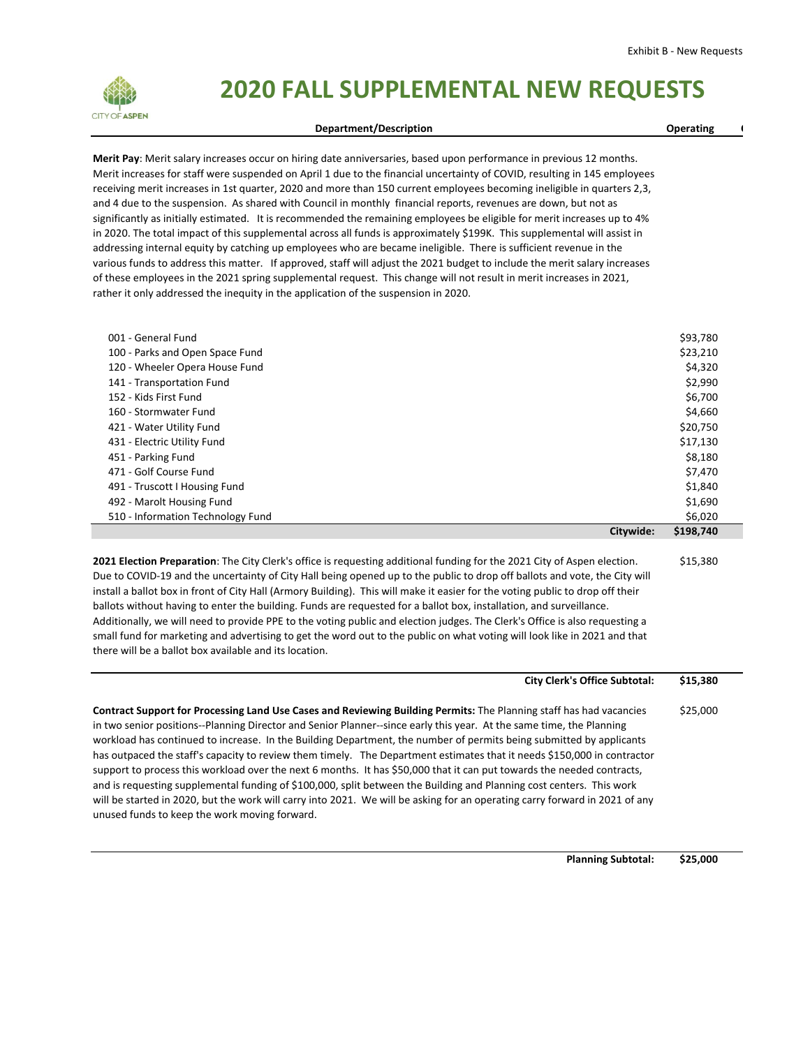# 2020 FALL SUPPLEMENTAL NEW REQUESTS

| Department/Description | Operating |
|---|---|
| **Merit Pay**: Merit salary increases occur on hiring date anniversaries, based upon performance in previous 12 months. Merit increases for staff were suspended on April 1 due to the financial uncertainty of COVID, resulting in 145 employees receiving merit increases in 1st quarter, 2020 and more than 150 current employees becoming ineligible in quarters 2,3, and 4 due to the suspension. As shared with Council in monthly financial reports, revenues are down, but not as significantly as initially estimated. It is recommended the remaining employees be eligible for merit increases up to 4% in 2020. The total impact of this supplemental across all funds is approximately $199K. This supplemental will assist in addressing internal equity by catching up employees who are became ineligible. There is sufficient revenue in the various funds to address this matter. If approved, staff will adjust the 2021 budget to include the merit salary increases of these employees in the 2021 spring supplemental request. This change will not result in merit increases in 2021, rather it only addressed the inequity in the application of the suspension in 2020. | |
| 001 - General Fund | $93,780 |
| 100 - Parks and Open Space Fund | $23,210 |
| 120 - Wheeler Opera House Fund | $4,320 |
| 141 - Transportation Fund | $2,990 |
| 152 - Kids First Fund | $6,700 |
| 160 - Stormwater Fund | $4,660 |
| 421 - Water Utility Fund | $20,750 |
| 431 - Electric Utility Fund | $17,130 |
| 451 - Parking Fund | $8,180 |
| 471 - Golf Course Fund | $7,470 |
| 491 - Truscott I Housing Fund | $1,840 |
| 492 - Marolt Housing Fund | $1,690 |
| 510 - Information Technology Fund | $6,020 |
| **Citywide:** | **$198,740** |
| **2021 Election Preparation**: The City Clerk's office is requesting additional funding for the 2021 City of Aspen election. Due to COVID-19 and the uncertainty of City Hall being opened up to the public to drop off ballots and vote, the City will install a ballot box in front of City Hall (Armory Building). This will make it easier for the voting public to drop off their ballots without having to enter the building. Funds are requested for a ballot box, installation, and surveillance. Additionally, we will need to provide PPE to the voting public and election judges. The Clerk's Office is also requesting a small fund for marketing and advertising to get the word out to the public on what voting will look like in 2021 and that there will be a ballot box available and its location. | $15,380 |
| **City Clerk's Office Subtotal:** | **$15,380** |
| **Contract Support for Processing Land Use Cases and Reviewing Building Permits:** The Planning staff has had vacancies in two senior positions--Planning Director and Senior Planner--since early this year. At the same time, the Planning workload has continued to increase. In the Building Department, the number of permits being submitted by applicants has outpaced the staff's capacity to review them timely. The Department estimates that it needs $150,000 in contractor support to process this workload over the next 6 months. It has $50,000 that it can put towards the needed contracts, and is requesting supplemental funding of $100,000, split between the Building and Planning cost centers. This work will be started in 2020, but the work will carry into 2021. We will be asking for an operating carry forward in 2021 of any unused funds to keep the work moving forward. | $25,000 |
| **Planning Subtotal:** | **$25,000** |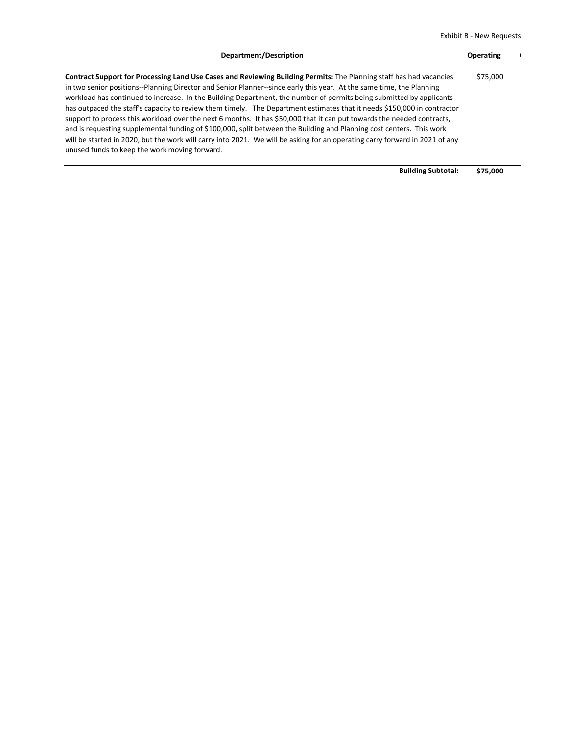| Department/Description | Operating |
|---|---|
| **Contract Support for Processing Land Use Cases and Reviewing Building Permits:** The Planning staff has had vacancies in two senior positions--Planning Director and Senior Planner--since early this year. At the same time, the Planning workload has continued to increase. In the Building Department, the number of permits being submitted by applicants has outpaced the staff's capacity to review them timely. The Department estimates that it needs $150,000 in contractor support to process this workload over the next 6 months. It has $50,000 that it can put towards the needed contracts, and is requesting supplemental funding of $100,000, split between the Building and Planning cost centers. This work will be started in 2020, but the work will carry into 2021. We will be asking for an operating carry forward in 2021 of any unused funds to keep the work moving forward. | $75,000 |
| **Building Subtotal:** | **$75,000** |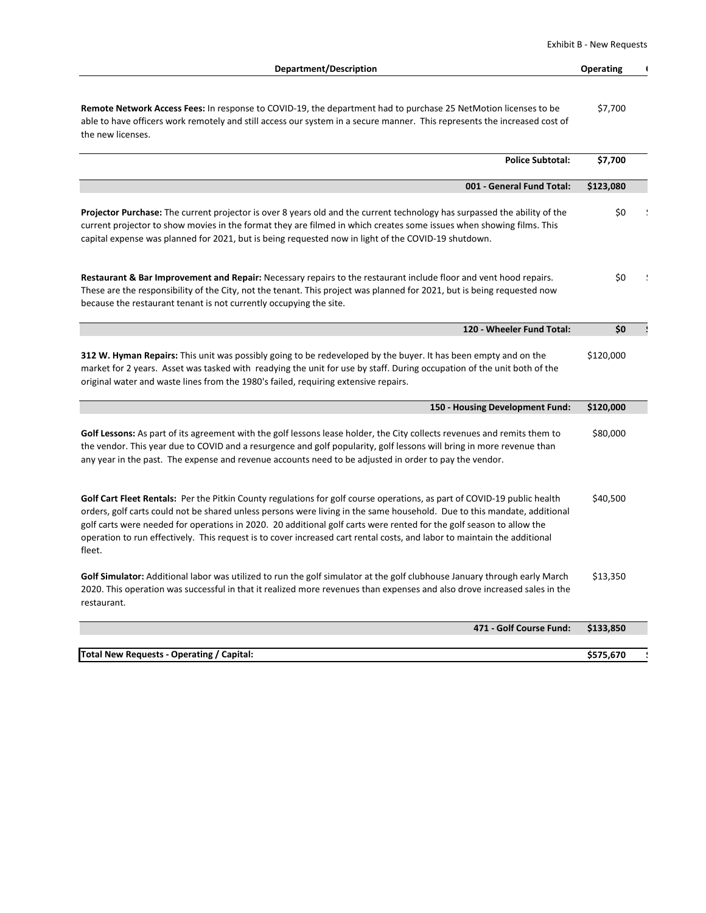Exhibit B - New Requests

| Department/Description | Operating |
| --- | --- |
| **Remote Network Access Fees:** In response to COVID-19, the department had to purchase 25 NetMotion licenses to be able to have officers work remotely and still access our system in a secure manner. This represents the increased cost of the new licenses. | $7,700 |
| **Police Subtotal:** | **$7,700** |
| **001 - General Fund Total:** | **$123,080** |
| **Projector Purchase:** The current projector is over 8 years old and the current technology has surpassed the ability of the current projector to show movies in the format they are filmed in which creates some issues when showing films. This capital expense was planned for 2021, but is being requested now in light of the COVID-19 shutdown. | $0 |
| **Restaurant & Bar Improvement and Repair:** Necessary repairs to the restaurant include floor and vent hood repairs. These are the responsibility of the City, not the tenant. This project was planned for 2021, but is being requested now because the restaurant tenant is not currently occupying the site. | $0 |
| **120 - Wheeler Fund Total:** | **$0** |
| **312 W. Hyman Repairs:** This unit was possibly going to be redeveloped by the buyer. It has been empty and on the market for 2 years. Asset was tasked with readying the unit for use by staff. During occupation of the unit both of the original water and waste lines from the 1980's failed, requiring extensive repairs. | $120,000 |
| **150 - Housing Development Fund:** | **$120,000** |
| **Golf Lessons:** As part of its agreement with the golf lessons lease holder, the City collects revenues and remits them to the vendor. This year due to COVID and a resurgence and golf popularity, golf lessons will bring in more revenue than any year in the past. The expense and revenue accounts need to be adjusted in order to pay the vendor. | $80,000 |
| **Golf Cart Fleet Rentals:** Per the Pitkin County regulations for golf course operations, as part of COVID-19 public health orders, golf carts could not be shared unless persons were living in the same household. Due to this mandate, additional golf carts were needed for operations in 2020. 20 additional golf carts were rented for the golf season to allow the operation to run effectively. This request is to cover increased cart rental costs, and labor to maintain the additional fleet. | $40,500 |
| **Golf Simulator:** Additional labor was utilized to run the golf simulator at the golf clubhouse January through early March 2020. This operation was successful in that it realized more revenues than expenses and also drove increased sales in the restaurant. | $13,350 |
| **471 - Golf Course Fund:** | **$133,850** |
| **Total New Requests - Operating / Capital:** | **$575,670** |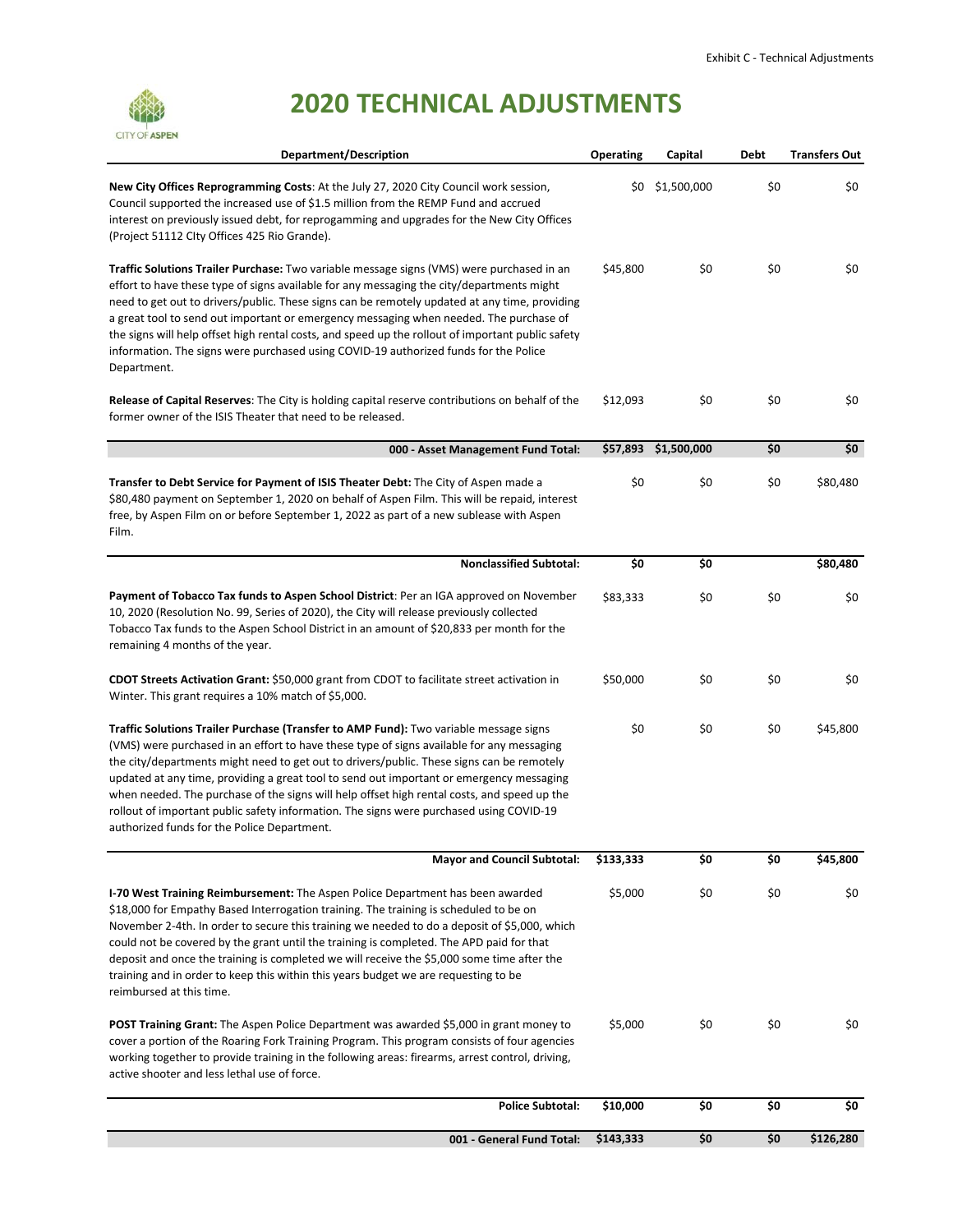# 2020 TECHNICAL ADJUSTMENTS

| Department/Description | Operating | Capital | Debt | Transfers Out |
|---|---|---|---|---|
| **New City Offices Reprogramming Costs**: At the July 27, 2020 City Council work session, Council supported the increased use of $1.5 million from the REMP Fund and accrued interest on previously issued debt, for reprogamming and upgrades for the New City Offices (Project 51112 CIty Offices 425 Rio Grande). | $0 | $1,500,000 | $0 | $0 |
| **Traffic Solutions Trailer Purchase:** Two variable message signs (VMS) were purchased in an effort to have these type of signs available for any messaging the city/departments might need to get out to drivers/public. These signs can be remotely updated at any time, providing a great tool to send out important or emergency messaging when needed. The purchase of the signs will help offset high rental costs, and speed up the rollout of important public safety information. The signs were purchased using COVID-19 authorized funds for the Police Department. | $45,800 | $0 | $0 | $0 |
| **Release of Capital Reserves**: The City is holding capital reserve contributions on behalf of the former owner of the ISIS Theater that need to be released. | $12,093 | $0 | $0 | $0 |
| **000 - Asset Management Fund Total:** | **$57,893** | **$1,500,000** | **$0** | **$0** |
| **Transfer to Debt Service for Payment of ISIS Theater Debt:** The City of Aspen made a $80,480 payment on September 1, 2020 on behalf of Aspen Film. This will be repaid, interest free, by Aspen Film on or before September 1, 2022 as part of a new sublease with Aspen Film. | $0 | $0 | $0 | $80,480 |
| **Nonclassified Subtotal:** | **$0** | **$0** | | **$80,480** |
| **Payment of Tobacco Tax funds to Aspen School District**: Per an IGA approved on November 10, 2020 (Resolution No. 99, Series of 2020), the City will release previously collected Tobacco Tax funds to the Aspen School District in an amount of $20,833 per month for the remaining 4 months of the year. | $83,333 | $0 | $0 | $0 |
| **CDOT Streets Activation Grant:** $50,000 grant from CDOT to facilitate street activation in Winter. This grant requires a 10% match of $5,000. | $50,000 | $0 | $0 | $0 |
| **Traffic Solutions Trailer Purchase (Transfer to AMP Fund):** Two variable message signs (VMS) were purchased in an effort to have these type of signs available for any messaging the city/departments might need to get out to drivers/public. These signs can be remotely updated at any time, providing a great tool to send out important or emergency messaging when needed. The purchase of the signs will help offset high rental costs, and speed up the rollout of important public safety information. The signs were purchased using COVID-19 authorized funds for the Police Department. | $0 | $0 | $0 | $45,800 |
| **Mayor and Council Subtotal:** | **$133,333** | **$0** | **$0** | **$45,800** |
| **I-70 West Training Reimbursement:** The Aspen Police Department has been awarded $18,000 for Empathy Based Interrogation training. The training is scheduled to be on November 2-4th. In order to secure this training we needed to do a deposit of $5,000, which could not be covered by the grant until the training is completed. The APD paid for that deposit and once the training is completed we will receive the $5,000 some time after the training and in order to keep this within this years budget we are requesting to be reimbursed at this time. | $5,000 | $0 | $0 | $0 |
| **POST Training Grant:** The Aspen Police Department was awarded $5,000 in grant money to cover a portion of the Roaring Fork Training Program. This program consists of four agencies working together to provide training in the following areas: firearms, arrest control, driving, active shooter and less lethal use of force. | $5,000 | $0 | $0 | $0 |
| **Police Subtotal:** | **$10,000** | **$0** | **$0** | **$0** |
| **001 - General Fund Total:** | **$143,333** | **$0** | **$0** | **$126,280** |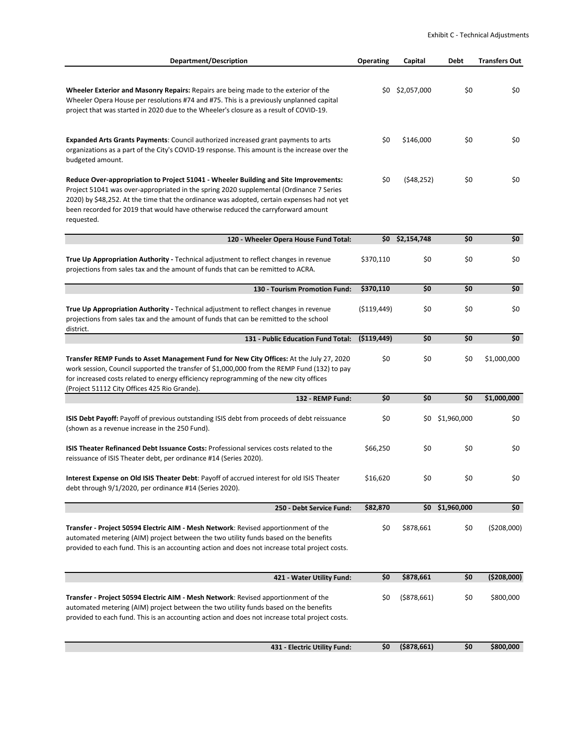| Department/Description | Operating | Capital | Debt | Transfers Out |
|---|---|---|---|---|
| **Wheeler Exterior and Masonry Repairs:** Repairs are being made to the exterior of the Wheeler Opera House per resolutions #74 and #75. This is a previously unplanned capital project that was started in 2020 due to the Wheeler's closure as a result of COVID-19. | $0 | $2,057,000 | $0 | $0 |
| **Expanded Arts Grants Payments**: Council authorized increased grant payments to arts organizations as a part of the City's COVID-19 response. This amount is the increase over the budgeted amount. | $0 | $146,000 | $0 | $0 |
| **Reduce Over-appropriation to Project 51041 - Wheeler Building and Site Improvements:** Project 51041 was over-appropriated in the spring 2020 supplemental (Ordinance 7 Series 2020) by $48,252. At the time that the ordinance was adopted, certain expenses had not yet been recorded for 2019 that would have otherwise reduced the carryforward amount requested. | $0 | ($48,252) | $0 | $0 |
| **120 - Wheeler Opera House Fund Total:** | **$0** | **$2,154,748** | **$0** | **$0** |
| **True Up Appropriation Authority -** Technical adjustment to reflect changes in revenue projections from sales tax and the amount of funds that can be remitted to ACRA. | $370,110 | $0 | $0 | $0 |
| **130 - Tourism Promotion Fund:** | **$370,110** | **$0** | **$0** | **$0** |
| **True Up Appropriation Authority -** Technical adjustment to reflect changes in revenue projections from sales tax and the amount of funds that can be remitted to the school district. | ($119,449) | $0 | $0 | $0 |
| **131 - Public Education Fund Total:** | **($119,449)** | **$0** | **$0** | **$0** |
| **Transfer REMP Funds to Asset Management Fund for New City Offices:** At the July 27, 2020 work session, Council supported the transfer of $1,000,000 from the REMP Fund (132) to pay for increased costs related to energy efficiency reprogramming of the new city offices (Project 51112 City Offices 425 Rio Grande). | $0 | $0 | $0 | $1,000,000 |
| **132 - REMP Fund:** | **$0** | **$0** | **$0** | **$1,000,000** |
| **ISIS Debt Payoff:** Payoff of previous outstanding ISIS debt from proceeds of debt reissuance (shown as a revenue increase in the 250 Fund). | $0 | $0 | $1,960,000 | $0 |
| **ISIS Theater Refinanced Debt Issuance Costs:** Professional services costs related to the reissuance of ISIS Theater debt, per ordinance #14 (Series 2020). | $66,250 | $0 | $0 | $0 |
| **Interest Expense on Old ISIS Theater Debt**: Payoff of accrued interest for old ISIS Theater debt through 9/1/2020, per ordinance #14 (Series 2020). | $16,620 | $0 | $0 | $0 |
| **250 - Debt Service Fund:** | **$82,870** | **$0** | **$1,960,000** | **$0** |
| **Transfer - Project 50594 Electric AIM - Mesh Network**: Revised apportionment of the automated metering (AIM) project between the two utility funds based on the benefits provided to each fund. This is an accounting action and does not increase total project costs. | $0 | $878,661 | $0 | ($208,000) |
| **421 - Water Utility Fund:** | **$0** | **$878,661** | **$0** | **($208,000)** |
| **Transfer - Project 50594 Electric AIM - Mesh Network**: Revised apportionment of the automated metering (AIM) project between the two utility funds based on the benefits provided to each fund. This is an accounting action and does not increase total project costs. | $0 | ($878,661) | $0 | $800,000 |
| **431 - Electric Utility Fund:** | **$0** | **($878,661)** | **$0** | **$800,000** |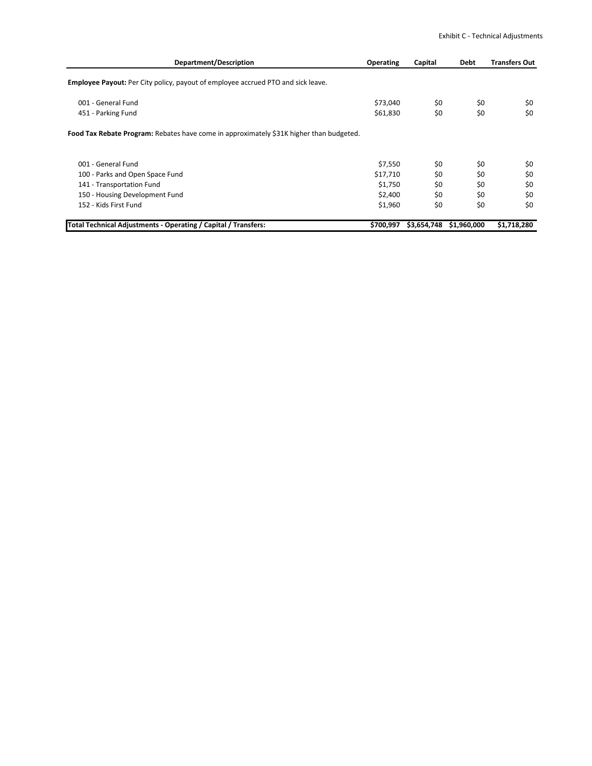| Department/Description | Operating | Capital | Debt | Transfers Out |
|---|---|---|---|---|
| **Employee Payout:** Per City policy, payout of employee accrued PTO and sick leave. | | | | |
| 001 - General Fund | $73,040 | $0 | $0 | $0 |
| 451 - Parking Fund | $61,830 | $0 | $0 | $0 |
| **Food Tax Rebate Program:** Rebates have come in approximately $31K higher than budgeted. | | | | |
| 001 - General Fund | $7,550 | $0 | $0 | $0 |
| 100 - Parks and Open Space Fund | $17,710 | $0 | $0 | $0 |
| 141 - Transportation Fund | $1,750 | $0 | $0 | $0 |
| 150 - Housing Development Fund | $2,400 | $0 | $0 | $0 |
| 152 - Kids First Fund | $1,960 | $0 | $0 | $0 |
| **Total Technical Adjustments - Operating / Capital / Transfers:** | **$700,997** | **$3,654,748** | **$1,960,000** | **$1,718,280** |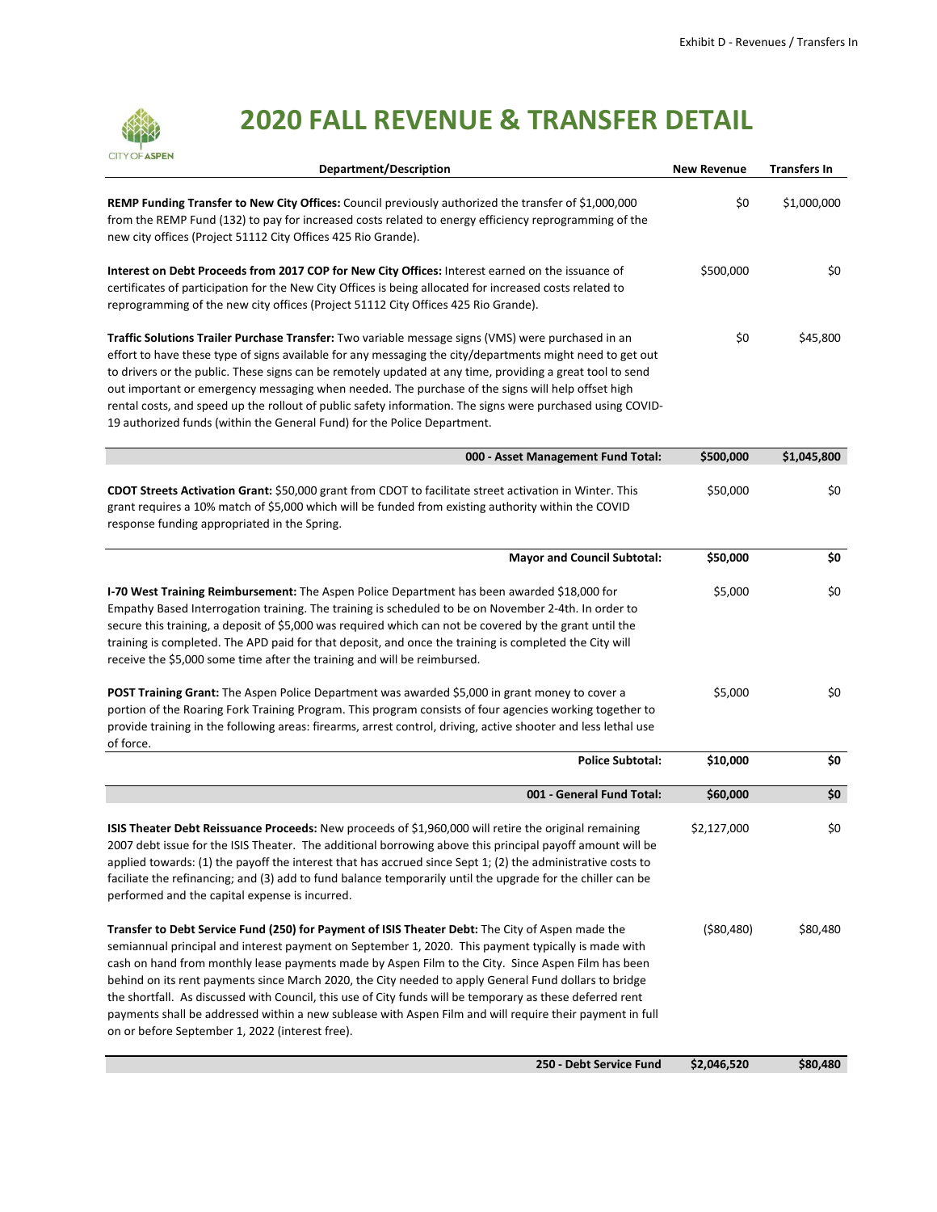# 2020 FALL REVENUE & TRANSFER DETAIL

| Department/Description | New Revenue | Transfers In |
| --- | --- | --- |
| **REMP Funding Transfer to New City Offices:** Council previously authorized the transfer of $1,000,000 from the REMP Fund (132) to pay for increased costs related to energy efficiency reprogramming of the new city offices (Project 51112 City Offices 425 Rio Grande). | $0 | $1,000,000 |
| **Interest on Debt Proceeds from 2017 COP for New City Offices:** Interest earned on the issuance of certificates of participation for the New City Offices is being allocated for increased costs related to reprogramming of the new city offices (Project 51112 City Offices 425 Rio Grande). | $500,000 | $0 |
| **Traffic Solutions Trailer Purchase Transfer:** Two variable message signs (VMS) were purchased in an effort to have these type of signs available for any messaging the city/departments might need to get out to drivers or the public. These signs can be remotely updated at any time, providing a great tool to send out important or emergency messaging when needed. The purchase of the signs will help offset high rental costs, and speed up the rollout of public safety information. The signs were purchased using COVID-19 authorized funds (within the General Fund) for the Police Department. | $0 | $45,800 |
| **000 - Asset Management Fund Total:** | **$500,000** | **$1,045,800** |
| **CDOT Streets Activation Grant:** $50,000 grant from CDOT to facilitate street activation in Winter. This grant requires a 10% match of $5,000 which will be funded from existing authority within the COVID response funding appropriated in the Spring. | $50,000 | $0 |
| **Mayor and Council Subtotal:** | **$50,000** | **$0** |
| **I-70 West Training Reimbursement:** The Aspen Police Department has been awarded $18,000 for Empathy Based Interrogation training. The training is scheduled to be on November 2-4th. In order to secure this training, a deposit of $5,000 was required which can not be covered by the grant until the training is completed. The APD paid for that deposit, and once the training is completed the City will receive the $5,000 some time after the training and will be reimbursed. | $5,000 | $0 |
| **POST Training Grant:** The Aspen Police Department was awarded $5,000 in grant money to cover a portion of the Roaring Fork Training Program. This program consists of four agencies working together to provide training in the following areas: firearms, arrest control, driving, active shooter and less lethal use of force. | $5,000 | $0 |
| **Police Subtotal:** | **$10,000** | **$0** |
| **001 - General Fund Total:** | **$60,000** | **$0** |
| **ISIS Theater Debt Reissuance Proceeds:** New proceeds of $1,960,000 will retire the original remaining 2007 debt issue for the ISIS Theater. The additional borrowing above this principal payoff amount will be applied towards: (1) the payoff the interest that has accrued since Sept 1; (2) the administrative costs to faciliate the refinancing; and (3) add to fund balance temporarily until the upgrade for the chiller can be performed and the capital expense is incurred. | $2,127,000 | $0 |
| **Transfer to Debt Service Fund (250) for Payment of ISIS Theater Debt:** The City of Aspen made the semiannual principal and interest payment on September 1, 2020. This payment typically is made with cash on hand from monthly lease payments made by Aspen Film to the City. Since Aspen Film has been behind on its rent payments since March 2020, the City needed to apply General Fund dollars to bridge the shortfall. As discussed with Council, this use of City funds will be temporary as these deferred rent payments shall be addressed within a new sublease with Aspen Film and will require their payment in full on or before September 1, 2022 (interest free). | ($80,480) | $80,480 |
| **250 - Debt Service Fund** | **$2,046,520** | **$80,480** |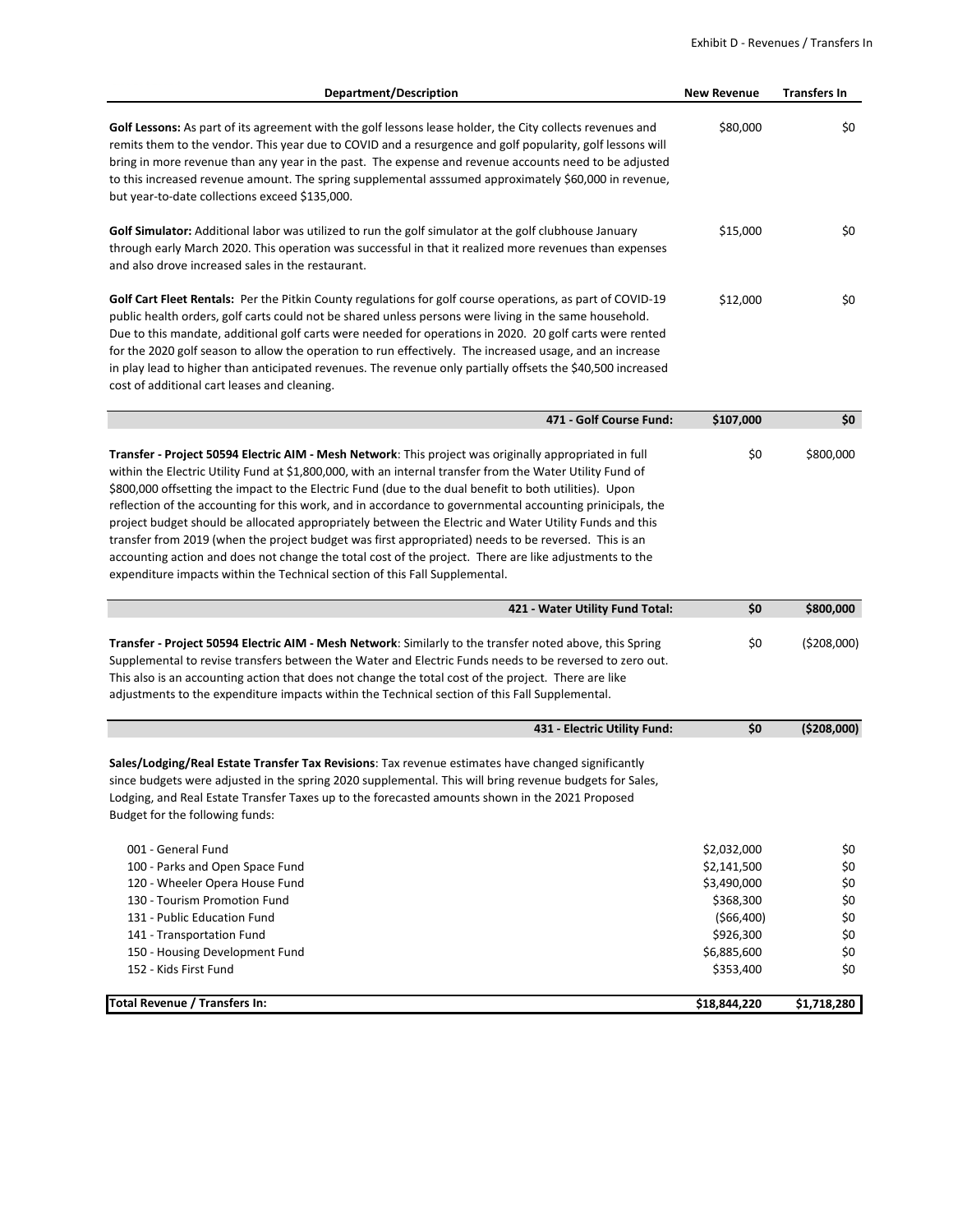Exhibit D - Revenues / Transfers In

| Department/Description | New Revenue | Transfers In |
|---|---|---|
| **Golf Lessons:** As part of its agreement with the golf lessons lease holder, the City collects revenues and remits them to the vendor. This year due to COVID and a resurgence and golf popularity, golf lessons will bring in more revenue than any year in the past. The expense and revenue accounts need to be adjusted to this increased revenue amount. The spring supplemental asssumed approximately $60,000 in revenue, but year-to-date collections exceed $135,000. | $80,000 | $0 |
| **Golf Simulator:** Additional labor was utilized to run the golf simulator at the golf clubhouse January through early March 2020. This operation was successful in that it realized more revenues than expenses and also drove increased sales in the restaurant. | $15,000 | $0 |
| **Golf Cart Fleet Rentals:** Per the Pitkin County regulations for golf course operations, as part of COVID-19 public health orders, golf carts could not be shared unless persons were living in the same household. Due to this mandate, additional golf carts were needed for operations in 2020. 20 golf carts were rented for the 2020 golf season to allow the operation to run effectively. The increased usage, and an increase in play lead to higher than anticipated revenues. The revenue only partially offsets the $40,500 increased cost of additional cart leases and cleaning. | $12,000 | $0 |
| **471 - Golf Course Fund:** | **$107,000** | **$0** |
| **Transfer - Project 50594 Electric AIM - Mesh Network**: This project was originally appropriated in full within the Electric Utility Fund at $1,800,000, with an internal transfer from the Water Utility Fund of $800,000 offsetting the impact to the Electric Fund (due to the dual benefit to both utilities). Upon reflection of the accounting for this work, and in accordance to governmental accounting principals, the project budget should be allocated appropriately between the Electric and Water Utility Funds and this transfer from 2019 (when the project budget was first appropriated) needs to be reversed. This is an accounting action and does not change the total cost of the project. There are like adjustments to the expenditure impacts within the Technical section of this Fall Supplemental. | $0 | $800,000 |
| **421 - Water Utility Fund Total:** | **$0** | **$800,000** |
| **Transfer - Project 50594 Electric AIM - Mesh Network**: Similarly to the transfer noted above, this Spring Supplemental to revise transfers between the Water and Electric Funds needs to be reversed to zero out. This also is an accounting action that does not change the total cost of the project. There are like adjustments to the expenditure impacts within the Technical section of this Fall Supplemental. | $0 | ($208,000) |
| **431 - Electric Utility Fund:** | **$0** | **($208,000)** |
| **Sales/Lodging/Real Estate Transfer Tax Revisions**: Tax revenue estimates have changed significantly since budgets were adjusted in the spring 2020 supplemental. This will bring revenue budgets for Sales, Lodging, and Real Estate Transfer Taxes up to the forecasted amounts shown in the 2021 Proposed Budget for the following funds: | | |
| 001 - General Fund | $2,032,000 | $0 |
| 100 - Parks and Open Space Fund | $2,141,500 | $0 |
| 120 - Wheeler Opera House Fund | $3,490,000 | $0 |
| 130 - Tourism Promotion Fund | $368,300 | $0 |
| 131 - Public Education Fund | ($66,400) | $0 |
| 141 - Transportation Fund | $926,300 | $0 |
| 150 - Housing Development Fund | $6,885,600 | $0 |
| 152 - Kids First Fund | $353,400 | $0 |
| **Total Revenue / Transfers In:** | **$18,844,220** | **$1,718,280** |